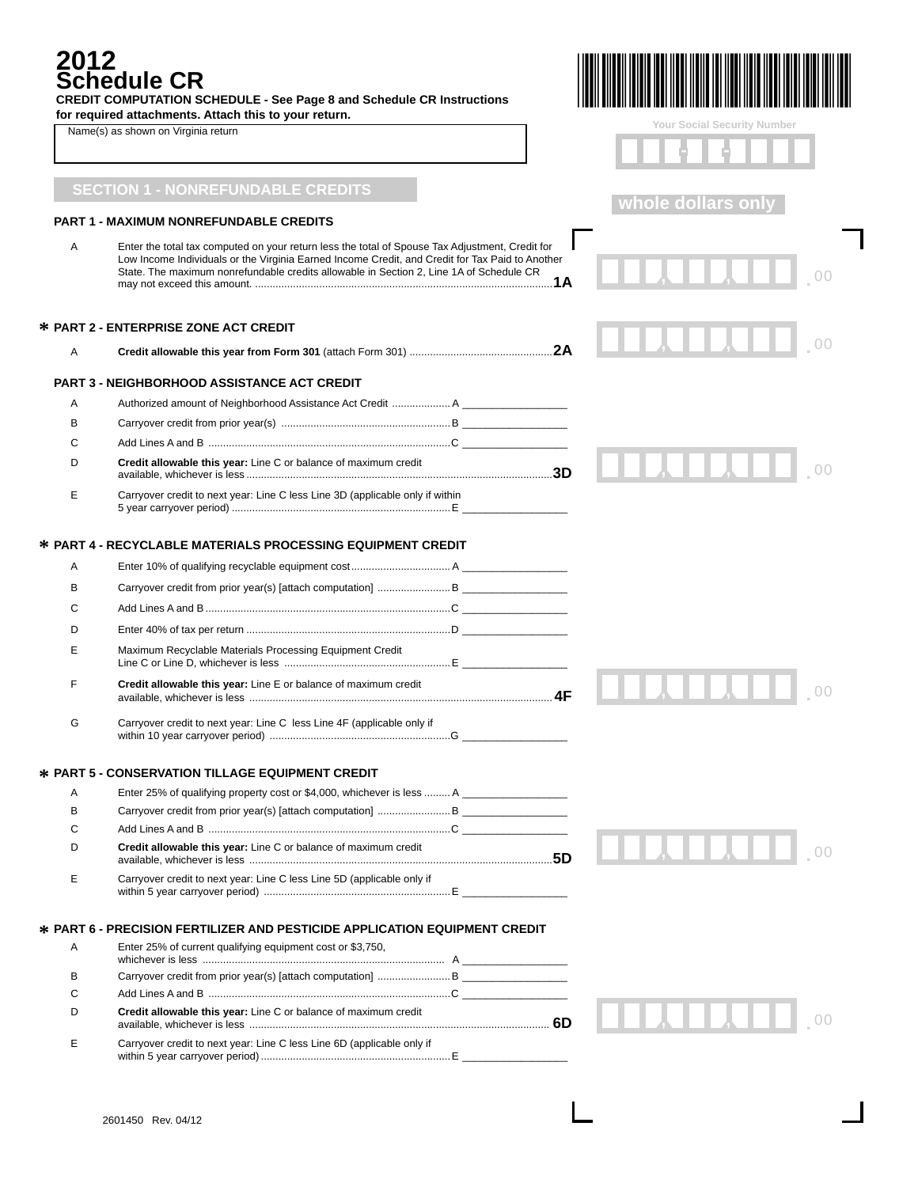# 2012 Schedule CR

**CREDIT COMPUTATION SCHEDULE - See Page 8 and Schedule CR Instructions for required attachments. Attach this to your return.**

Name(s) as shown on Virginia return

Your Social Security Number

## SECTION 1 - NONREFUNDABLE CREDITS

whole dollars only

### PART 1 - MAXIMUM NONREFUNDABLE CREDITS

A Enter the total tax computed on your return less the total of Spouse Tax Adjustment, Credit for Low Income Individuals or the Virginia Earned Income Credit, and Credit for Tax Paid to Another State. The maximum nonrefundable credits allowable in Section 2, Line 1A of Schedule CR may not exceed this amount. .......... **1A** ____ .00

### * PART 2 - ENTERPRISE ZONE ACT CREDIT

A **Credit allowable this year from Form 301** (attach Form 301) .......... **2A** ____ .00

### PART 3 - NEIGHBORHOOD ASSISTANCE ACT CREDIT

A Authorized amount of Neighborhood Assistance Act Credit .......... A ____

B Carryover credit from prior year(s) .......... B ____

C Add Lines A and B .......... C ____

D **Credit allowable this year:** Line C or balance of maximum credit available, whichever is less .......... **3D** ____ .00

E Carryover credit to next year: Line C less Line 3D (applicable only if within 5 year carryover period) .......... E ____

### * PART 4 - RECYCLABLE MATERIALS PROCESSING EQUIPMENT CREDIT

A Enter 10% of qualifying recyclable equipment cost .......... A ____

B Carryover credit from prior year(s) [attach computation] .......... B ____

C Add Lines A and B .......... C ____

D Enter 40% of tax per return .......... D ____

E Maximum Recyclable Materials Processing Equipment Credit Line C or Line D, whichever is less .......... E ____

F **Credit allowable this year:** Line E or balance of maximum credit available, whichever is less .......... **4F** ____ .00

G Carryover credit to next year: Line C less Line 4F (applicable only if within 10 year carryover period) .......... G ____

### * PART 5 - CONSERVATION TILLAGE EQUIPMENT CREDIT

A Enter 25% of qualifying property cost or $4,000, whichever is less .......... A ____

B Carryover credit from prior year(s) [attach computation] .......... B ____

C Add Lines A and B .......... C ____

D **Credit allowable this year:** Line C or balance of maximum credit available, whichever is less .......... **5D** ____ .00

E Carryover credit to next year: Line C less Line 5D (applicable only if within 5 year carryover period) .......... E ____

### * PART 6 - PRECISION FERTILIZER AND PESTICIDE APPLICATION EQUIPMENT CREDIT

A Enter 25% of current qualifying equipment cost or $3,750, whichever is less .......... A ____

B Carryover credit from prior year(s) [attach computation] .......... B ____

C Add Lines A and B .......... C ____

D **Credit allowable this year:** Line C or balance of maximum credit available, whichever is less .......... **6D** ____ .00

E Carryover credit to next year: Line C less Line 6D (applicable only if within 5 year carryover period) .......... E ____

2601450 Rev. 04/12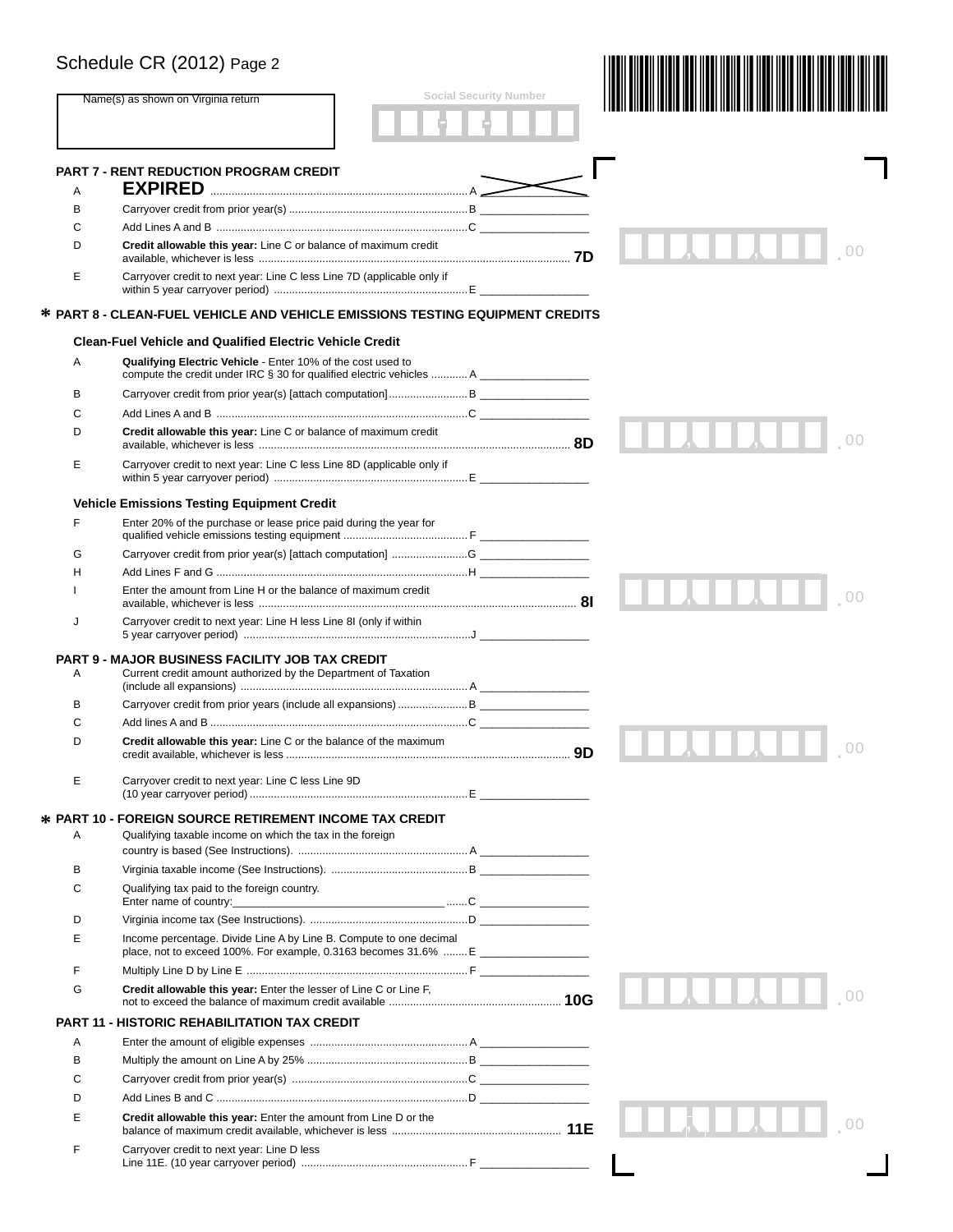Schedule CR (2012) Page 2

Name(s) as shown on Virginia return

Social Security Number

## PART 7 - RENT REDUCTION PROGRAM CREDIT

| | | | |
|---|---|---|---|
| A | **EXPIRED** | A | |
| B | Carryover credit from prior year(s) | B | |
| C | Add Lines A and B | C | |
| D | **Credit allowable this year:** Line C or balance of maximum credit available, whichever is less | **7D** | .00 |
| E | Carryover credit to next year: Line C less Line 7D (applicable only if within 5 year carryover period) | E | |

## * PART 8 - CLEAN-FUEL VEHICLE AND VEHICLE EMISSIONS TESTING EQUIPMENT CREDITS

### Clean-Fuel Vehicle and Qualified Electric Vehicle Credit

| | | | |
|---|---|---|---|
| A | **Qualifying Electric Vehicle** - Enter 10% of the cost used to compute the credit under IRC § 30 for qualified electric vehicles | A | |
| B | Carryover credit from prior year(s) [attach computation] | B | |
| C | Add Lines A and B | C | |
| D | **Credit allowable this year:** Line C or balance of maximum credit available, whichever is less | **8D** | .00 |
| E | Carryover credit to next year: Line C less Line 8D (applicable only if within 5 year carryover period) | E | |

### Vehicle Emissions Testing Equipment Credit

| | | | |
|---|---|---|---|
| F | Enter 20% of the purchase or lease price paid during the year for qualified vehicle emissions testing equipment | F | |
| G | Carryover credit from prior year(s) [attach computation] | G | |
| H | Add Lines F and G | H | |
| I | Enter the amount from Line H or the balance of maximum credit available, whichever is less | **8I** | .00 |
| J | Carryover credit to next year: Line H less Line 8I (only if within 5 year carryover period) | J | |

## PART 9 - MAJOR BUSINESS FACILITY JOB TAX CREDIT

| | | | |
|---|---|---|---|
| A | Current credit amount authorized by the Department of Taxation (include all expansions) | A | |
| B | Carryover credit from prior years (include all expansions) | B | |
| C | Add lines A and B | C | |
| D | **Credit allowable this year:** Line C or the balance of the maximum credit available, whichever is less | **9D** | .00 |
| E | Carryover credit to next year: Line C less Line 9D (10 year carryover period) | E | |

## * PART 10 - FOREIGN SOURCE RETIREMENT INCOME TAX CREDIT

| | | | |
|---|---|---|---|
| A | Qualifying taxable income on which the tax in the foreign country is based (See Instructions). | A | |
| B | Virginia taxable income (See Instructions). | B | |
| C | Qualifying tax paid to the foreign country. Enter name of country:______________________ | C | |
| D | Virginia income tax (See Instructions). | D | |
| E | Income percentage. Divide Line A by Line B. Compute to one decimal place, not to exceed 100%. For example, 0.3163 becomes 31.6% | E | |
| F | Multiply Line D by Line E | F | |
| G | **Credit allowable this year:** Enter the lesser of Line C or Line F, not to exceed the balance of maximum credit available | **10G** | .00 |

## PART 11 - HISTORIC REHABILITATION TAX CREDIT

| | | | |
|---|---|---|---|
| A | Enter the amount of eligible expenses | A | |
| B | Multiply the amount on Line A by 25% | B | |
| C | Carryover credit from prior year(s) | C | |
| D | Add Lines B and C | D | |
| E | **Credit allowable this year:** Enter the amount from Line D or the balance of maximum credit available, whichever is less | **11E** | .00 |
| F | Carryover credit to next year: Line D less Line 11E. (10 year carryover period) | F | |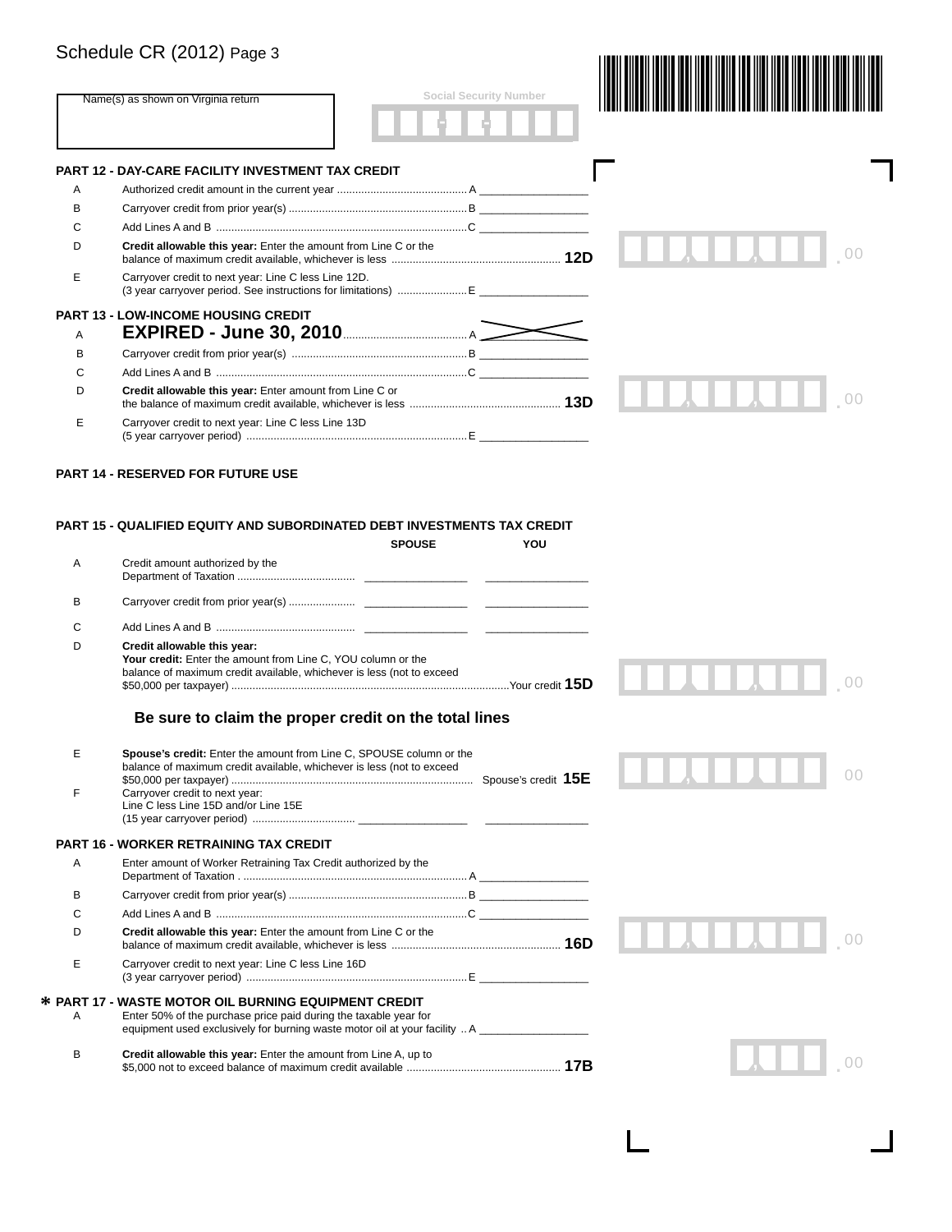# Schedule CR (2012) Page 3

Name(s) as shown on Virginia return

Social Security Number

## PART 12 - DAY-CARE FACILITY INVESTMENT TAX CREDIT

| | | |
|---|---|---|
| A | Authorized credit amount in the current year .......................................... A | |
| B | Carryover credit from prior year(s) .......................................... B | |
| C | Add Lines A and B .......................................... C | |
| D | **Credit allowable this year:** Enter the amount from Line C or the balance of maximum credit available, whichever is less .......................................... **12D** | .00 |
| E | Carryover credit to next year: Line C less Line 12D. (3 year carryover period. See instructions for limitations) .......................................... E | |

## PART 13 - LOW-INCOME HOUSING CREDIT

| | | |
|---|---|---|
| A | **EXPIRED - June 30, 2010** .......................................... A | |
| B | Carryover credit from prior year(s) .......................................... B | |
| C | Add Lines A and B .......................................... C | |
| D | **Credit allowable this year:** Enter amount from Line C or the balance of maximum credit available, whichever is less .......................................... **13D** | .00 |
| E | Carryover credit to next year: Line C less Line 13D (5 year carryover period) .......................................... E | |

## PART 14 - RESERVED FOR FUTURE USE

## PART 15 - QUALIFIED EQUITY AND SUBORDINATED DEBT INVESTMENTS TAX CREDIT

| | | SPOUSE | YOU |
|---|---|---|---|
| A | Credit amount authorized by the Department of Taxation .......................................... | | |
| B | Carryover credit from prior year(s) .......................................... | | |
| C | Add Lines A and B .......................................... | | |

| | | |
|---|---|---|
| D | **Credit allowable this year:** **Your credit:** Enter the amount from Line C, YOU column or the balance of maximum credit available, whichever is less (not to exceed $50,000 per taxpayer) .......................................... Your credit **15D** | .00 |

**Be sure to claim the proper credit on the total lines**

| | | |
|---|---|---|
| E | **Spouse's credit:** Enter the amount from Line C, SPOUSE column or the balance of maximum credit available, whichever is less (not to exceed $50,000 per taxpayer) .......................................... Spouse's credit **15E** | 00 |
| F | Carryover credit to next year: Line C less Line 15D and/or Line 15E (15 year carryover period) .......................................... | |

## PART 16 - WORKER RETRAINING TAX CREDIT

| | | |
|---|---|---|
| A | Enter amount of Worker Retraining Tax Credit authorized by the Department of Taxation .......................................... A | |
| B | Carryover credit from prior year(s) .......................................... B | |
| C | Add Lines A and B .......................................... C | |
| D | **Credit allowable this year:** Enter the amount from Line C or the balance of maximum credit available, whichever is less .......................................... **16D** | .00 |
| E | Carryover credit to next year: Line C less Line 16D (3 year carryover period) .......................................... E | |

## * PART 17 - WASTE MOTOR OIL BURNING EQUIPMENT CREDIT

| | | |
|---|---|---|
| A | Enter 50% of the purchase price paid during the taxable year for equipment used exclusively for burning waste motor oil at your facility .. A | |
| B | **Credit allowable this year:** Enter the amount from Line A, up to $5,000 not to exceed balance of maximum credit available .......................................... **17B** | .00 |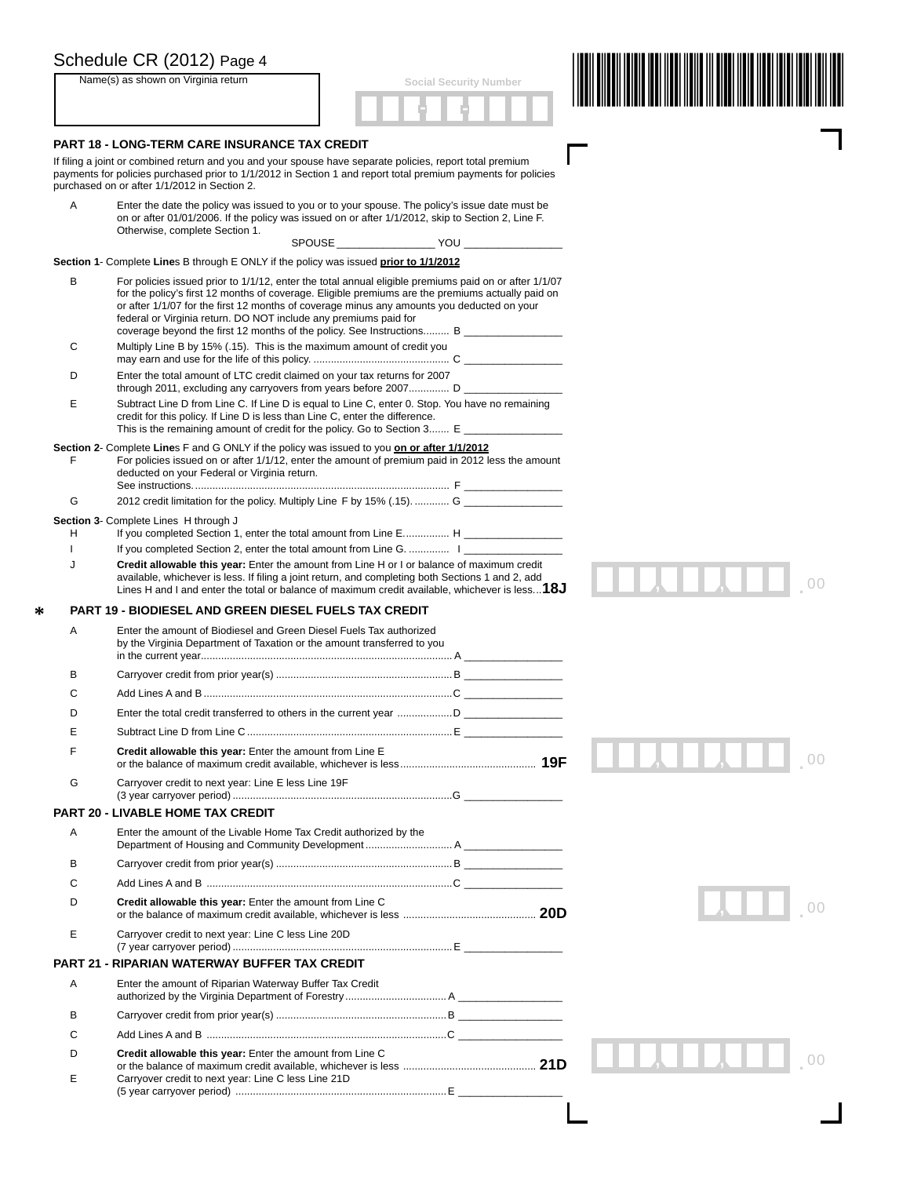Schedule CR (2012) Page 4

Name(s) as shown on Virginia return

Social Security Number

## PART 18 - LONG-TERM CARE INSURANCE TAX CREDIT

If filing a joint or combined return and you and your spouse have separate policies, report total premium payments for policies purchased prior to 1/1/2012 in Section 1 and report total premium payments for policies purchased on or after 1/1/2012 in Section 2.

A Enter the date the policy was issued to you or to your spouse. The policy's issue date must be on or after 01/01/2006. If the policy was issued on or after 1/1/2012, skip to Section 2, Line F. Otherwise, complete Section 1.

SPOUSE _________________ YOU _________________

**Section 1**- Complete **Line**s B through E ONLY if the policy was issued **prior to 1/1/2012**

B For policies issued prior to 1/1/12, enter the total annual eligible premiums paid on or after 1/1/07 for the policy's first 12 months of coverage. Eligible premiums are the premiums actually paid on or after 1/1/07 for the first 12 months of coverage minus any amounts you deducted on your federal or Virginia return. DO NOT include any premiums paid for coverage beyond the first 12 months of the policy. See Instructions......... B _________________

C Multiply Line B by 15% (.15). This is the maximum amount of credit you may earn and use for the life of this policy. .............................................. C _________________

D Enter the total amount of LTC credit claimed on your tax returns for 2007 through 2011, excluding any carryovers from years before 2007............. D _________________

E Subtract Line D from Line C. If Line D is equal to Line C, enter 0. Stop. You have no remaining credit for this policy. If Line D is less than Line C, enter the difference. This is the remaining amount of credit for the policy. Go to Section 3....... E _________________

**Section 2**- Complete **Line**s F and G ONLY if the policy was issued to you **on or after 1/1/2012**

F For policies issued on or after 1/1/12, enter the amount of premium paid in 2012 less the amount deducted on your Federal or Virginia return. See instructions........................................................................................ F _________________

G 2012 credit limitation for the policy. Multiply Line F by 15% (.15). ............ G _________________

**Section 3**- Complete Lines H through J

H If you completed Section 1, enter the total amount from Line E................ H _________________

I If you completed Section 2, enter the total amount from Line G. .............. I _________________

J **Credit allowable this year:** Enter the amount from Line H or I or balance of maximum credit available, whichever is less. If filing a joint return, and completing both Sections 1 and 2, add Lines H and I and enter the total or balance of maximum credit available, whichever is less...**18J** ___ , ___ , ___ .00

## * PART 19 - BIODIESEL AND GREEN DIESEL FUELS TAX CREDIT

A Enter the amount of Biodiesel and Green Diesel Fuels Tax authorized by the Virginia Department of Taxation or the amount transferred to you in the current year...................................................................................... A _________________

B Carryover credit from prior year(s) ............................................................ B _________________

C Add Lines A and B ..................................................................................... C _________________

D Enter the total credit transferred to others in the current year .................. D _________________

E Subtract Line D from Line C ...................................................................... E _________________

F **Credit allowable this year:** Enter the amount from Line E or the balance of maximum credit available, whichever is less.............................................. **19F** ___ , ___ , ___ .00

G Carryover credit to next year: Line E less Line 19F (3 year carryover period)........................................................................... G _________________

## PART 20 - LIVABLE HOME TAX CREDIT

A Enter the amount of the Livable Home Tax Credit authorized by the Department of Housing and Community Development............................. A _________________

B Carryover credit from prior year(s) ............................................................ B _________________

C Add Lines A and B ..................................................................................... C _________________

D **Credit allowable this year:** Enter the amount from Line C or the balance of maximum credit available, whichever is less ............................................. **20D** ___ , ___ .00

E Carryover credit to next year: Line C less Line 20D (7 year carryover period)........................................................................... E _________________

## PART 21 - RIPARIAN WATERWAY BUFFER TAX CREDIT

A Enter the amount of Riparian Waterway Buffer Tax Credit authorized by the Virginia Department of Forestry.................................. A _________________

B Carryover credit from prior year(s) ........................................................... B _________________

C Add Lines A and B .................................................................................... C _________________

D **Credit allowable this year:** Enter the amount from Line C or the balance of maximum credit available, whichever is less ............................................. **21D** ___ , ___ , ___ .00

E Carryover credit to next year: Line C less Line 21D (5 year carryover period) ........................................................................ E _________________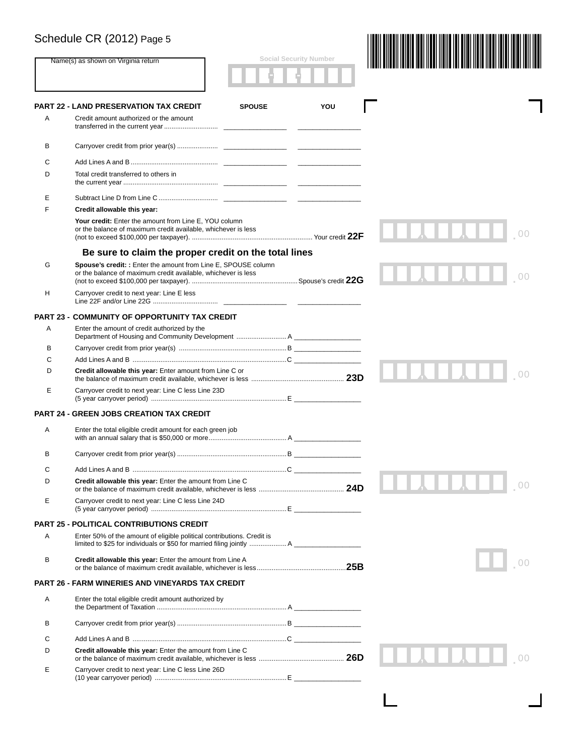# Schedule CR (2012) Page 5

Name(s) as shown on Virginia return

Social Security Number

## PART 22 - LAND PRESERVATION TAX CREDIT

| | | SPOUSE | YOU |
|---|---|---|---|
| A | Credit amount authorized or the amount transferred in the current year | | |
| B | Carryover credit from prior year(s) | | |
| C | Add Lines A and B | | |
| D | Total credit transferred to others in the current year | | |
| E | Subtract Line D from Line C | | |

F **Credit allowable this year:**

**Your credit:** Enter the amount from Line E, YOU column or the balance of maximum credit available, whichever is less (not to exceed $100,000 per taxpayer). Your credit **22F** ____ .00

**Be sure to claim the proper credit on the total lines**

G **Spouse's credit: :** Enter the amount from Line E, SPOUSE column or the balance of maximum credit available, whichever is less (not to exceed $100,000 per taxpayer). Spouse's credit **22G** ____ .00

| | | SPOUSE | YOU |
|---|---|---|---|
| H | Carryover credit to next year: Line E less Line 22F and/or Line 22G | | |

## PART 23 - COMMUNITY OF OPPORTUNITY TAX CREDIT

A Enter the amount of credit authorized by the Department of Housing and Community Development A ____

B Carryover credit from prior year(s) B ____

C Add Lines A and B C ____

D **Credit allowable this year:** Enter amount from Line C or the balance of maximum credit available, whichever is less **23D** ____ .00

E Carryover credit to next year: Line C less Line 23D (5 year carryover period) E ____

## PART 24 - GREEN JOBS CREATION TAX CREDIT

A Enter the total eligible credit amount for each green job with an annual salary that is $50,000 or more A ____

B Carryover credit from prior year(s) B ____

C Add Lines A and B C ____

D **Credit allowable this year:** Enter the amount from Line C or the balance of maximum credit available, whichever is less **24D** ____ .00

E Carryover credit to next year: Line C less Line 24D (5 year carryover period) E ____

## PART 25 - POLITICAL CONTRIBUTIONS CREDIT

A Enter 50% of the amount of eligible political contributions. Credit is limited to $25 for individuals or $50 for married filing jointly A ____

B **Credit allowable this year:** Enter the amount from Line A or the balance of maximum credit available, whichever is less **25B** ____ .00

## PART 26 - FARM WINERIES AND VINEYARDS TAX CREDIT

A Enter the total eligible credit amount authorized by the Department of Taxation A ____

B Carryover credit from prior year(s) B ____

C Add Lines A and B C ____

D **Credit allowable this year:** Enter the amount from Line C or the balance of maximum credit available, whichever is less **26D** ____ .00

E Carryover credit to next year: Line C less Line 26D (10 year carryover period) E ____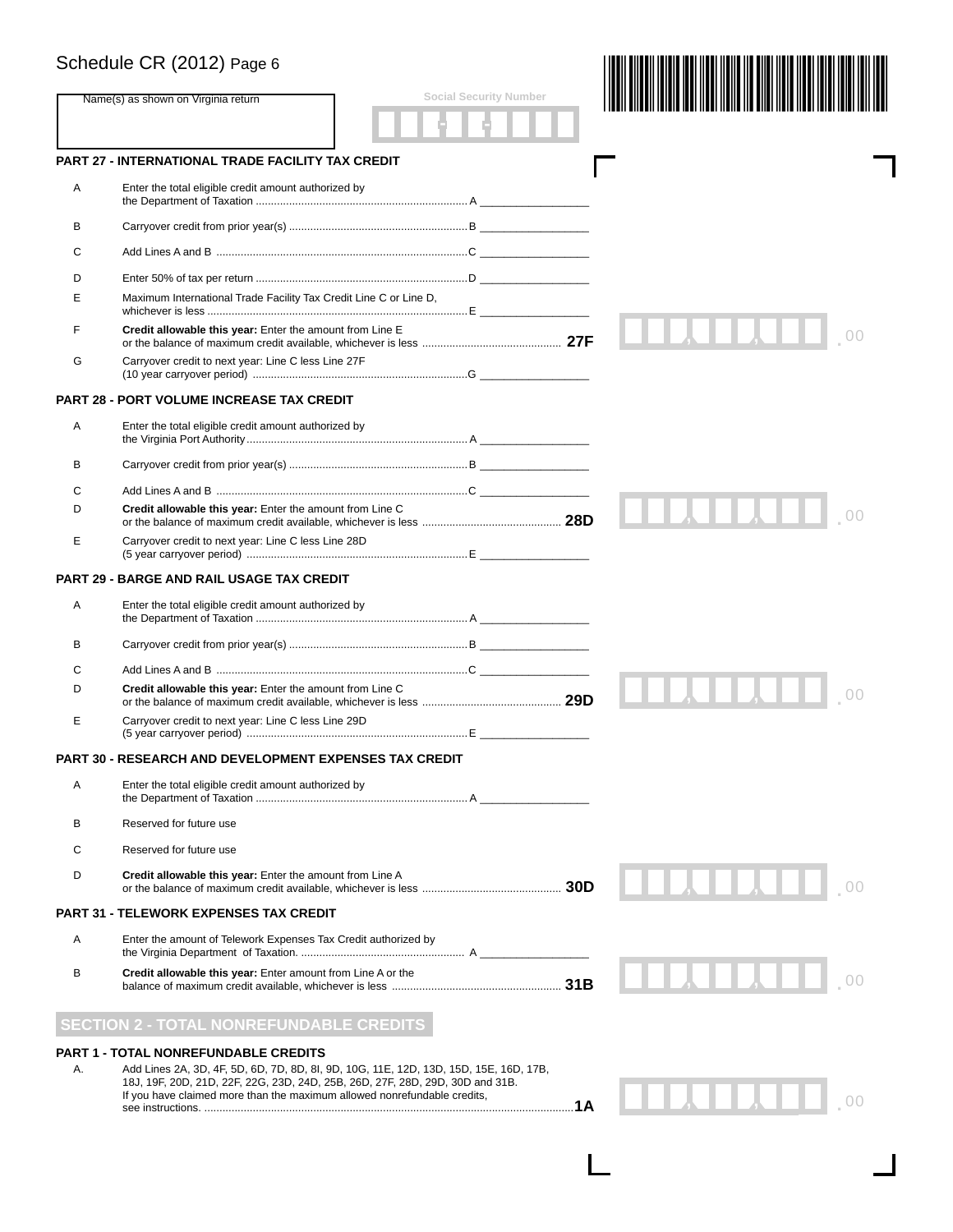Schedule CR (2012) Page 6

Name(s) as shown on Virginia return

Social Security Number

## PART 27 - INTERNATIONAL TRADE FACILITY TAX CREDIT

| | | | |
|---|---|---|---|
| A | Enter the total eligible credit amount authorized by the Department of Taxation | A | |
| B | Carryover credit from prior year(s) | B | |
| C | Add Lines A and B | C | |
| D | Enter 50% of tax per return | D | |
| E | Maximum International Trade Facility Tax Credit Line C or Line D, whichever is less | E | |
| F | **Credit allowable this year:** Enter the amount from Line E or the balance of credit available, whichever is less | **27F** | .00 |
| G | Carryover credit to next year: Line C less Line 27F (10 year carryover period) | G | |

## PART 28 - PORT VOLUME INCREASE TAX CREDIT

| | | | |
|---|---|---|---|
| A | Enter the total eligible credit amount authorized by the Virginia Port Authority | A | |
| B | Carryover credit from prior year(s) | B | |
| C | Add Lines A and B | C | |
| D | **Credit allowable this year:** Enter the amount from Line C or the balance of maximum credit available, whichever is less | **28D** | .00 |
| E | Carryover credit to next year: Line C less Line 28D (5 year carryover period) | E | |

## PART 29 - BARGE AND RAIL USAGE TAX CREDIT

| | | | |
|---|---|---|---|
| A | Enter the total eligible credit amount authorized by the Department of Taxation | A | |
| B | Carryover credit from prior year(s) | B | |
| C | Add Lines A and B | C | |
| D | **Credit allowable this year:** Enter the amount from Line C or the balance of maximum credit available, whichever is less | **29D** | .00 |
| E | Carryover credit to next year: Line C less Line 29D (5 year carryover period) | E | |

## PART 30 - RESEARCH AND DEVELOPMENT EXPENSES TAX CREDIT

| | | | |
|---|---|---|---|
| A | Enter the total eligible credit amount authorized by the Department of Taxation | A | |
| B | Reserved for future use | | |
| C | Reserved for future use | | |
| D | **Credit allowable this year:** Enter the amount from Line A or the balance of maximum credit available, whichever is less | **30D** | .00 |

## PART 31 - TELEWORK EXPENSES TAX CREDIT

| | | | |
|---|---|---|---|
| A | Enter the amount of Telework Expenses Tax Credit authorized by the Virginia Department of Taxation. | A | |
| B | **Credit allowable this year:** Enter amount from Line A or the balance of maximum credit available, whichever is less | **31B** | .00 |

# SECTION 2 - TOTAL NONREFUNDABLE CREDITS

## PART 1 - TOTAL NONREFUNDABLE CREDITS

| | | | |
|---|---|---|---|
| A. | Add Lines 2A, 3D, 4F, 5D, 6D, 7D, 8D, 8I, 9D, 10G, 11E, 12D, 13D, 15D, 15E, 16D, 17B, 18J, 19F, 20D, 21D, 22F, 22G, 23D, 24D, 25B, 26D, 27F, 28D, 29D, 30D and 31B. If you have claimed more than the maximum allowed nonrefundable credits, see instructions. | **1A** | .00 |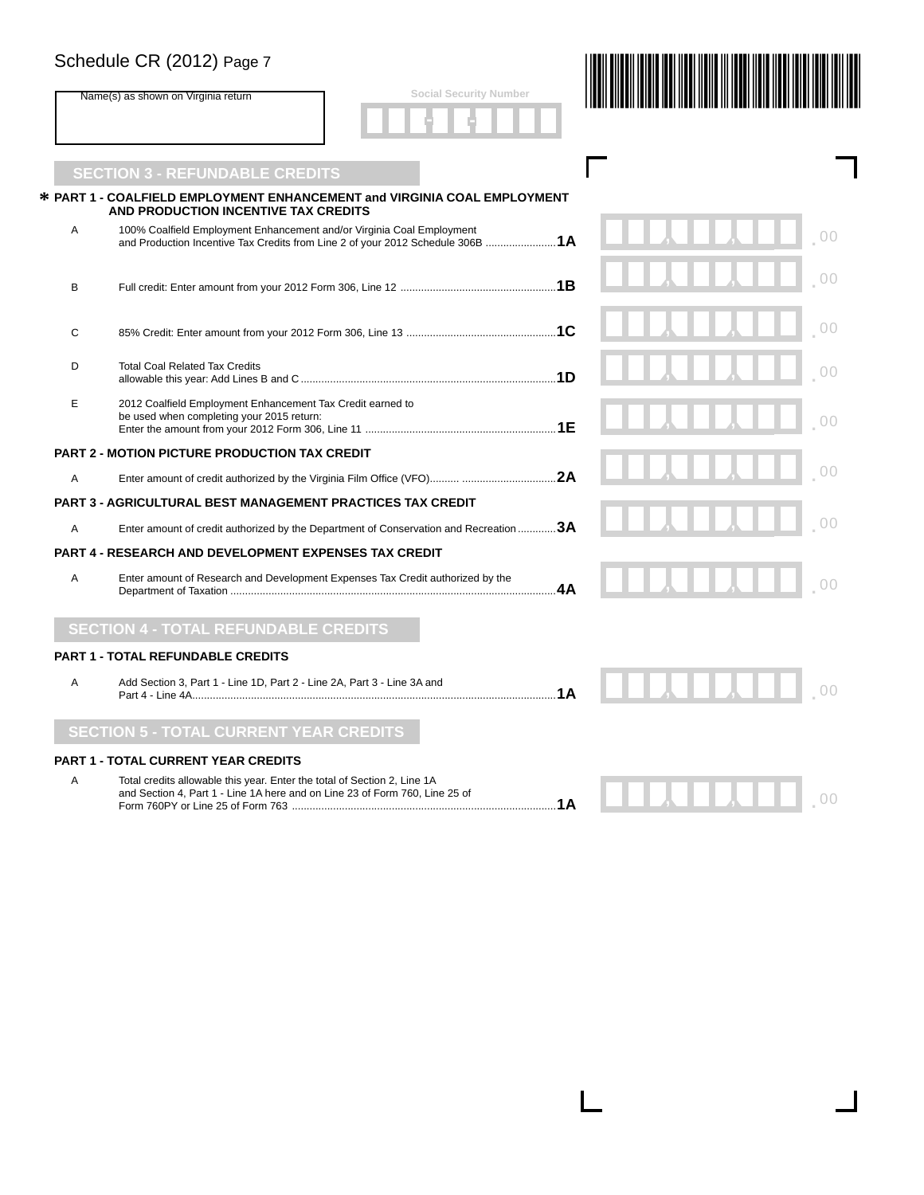Schedule CR (2012) Page 7

Name(s) as shown on Virginia return

Social Security Number

## SECTION 3 - REFUNDABLE CREDITS

**\* PART 1 - COALFIELD EMPLOYMENT ENHANCEMENT and VIRGINIA COAL EMPLOYMENT AND PRODUCTION INCENTIVE TAX CREDITS**

| | | Line | Amount |
|---|---|---|---|
| A | 100% Coalfield Employment Enhancement and/or Virginia Coal Employment and Production Incentive Tax Credits from Line 2 of your 2012 Schedule 306B | 1A | .00 |
| B | Full credit: Enter amount from your 2012 Form 306, Line 12 | 1B | .00 |
| C | 85% Credit: Enter amount from your 2012 Form 306, Line 13 | 1C | .00 |
| D | Total Coal Related Tax Credits allowable this year: Add Lines B and C | 1D | .00 |
| E | 2012 Coalfield Employment Enhancement Tax Credit earned to be used when completing your 2015 return: Enter the amount from your 2012 Form 306, Line 11 | 1E | .00 |

**PART 2 - MOTION PICTURE PRODUCTION TAX CREDIT**

| | | Line | Amount |
|---|---|---|---|
| A | Enter amount of credit authorized by the Virginia Film Office (VFO) | 2A | .00 |

**PART 3 - AGRICULTURAL BEST MANAGEMENT PRACTICES TAX CREDIT**

| | | Line | Amount |
|---|---|---|---|
| A | Enter amount of credit authorized by the Department of Conservation and Recreation | 3A | .00 |

**PART 4 - RESEARCH AND DEVELOPMENT EXPENSES TAX CREDIT**

| | | Line | Amount |
|---|---|---|---|
| A | Enter amount of Research and Development Expenses Tax Credit authorized by the Department of Taxation | 4A | .00 |

## SECTION 4 - TOTAL REFUNDABLE CREDITS

**PART 1 - TOTAL REFUNDABLE CREDITS**

| | | Line | Amount |
|---|---|---|---|
| A | Add Section 3, Part 1 - Line 1D, Part 2 - Line 2A, Part 3 - Line 3A and Part 4 - Line 4A | 1A | .00 |

## SECTION 5 - TOTAL CURRENT YEAR CREDITS

**PART 1 - TOTAL CURRENT YEAR CREDITS**

| | | Line | Amount |
|---|---|---|---|
| A | Total credits allowable this year. Enter the total of Section 2, Line 1A and Section 4, Part 1 - Line 1A here and on Line 23 of Form 760, Line 25 of Form 760PY or Line 25 of Form 763 | 1A | .00 |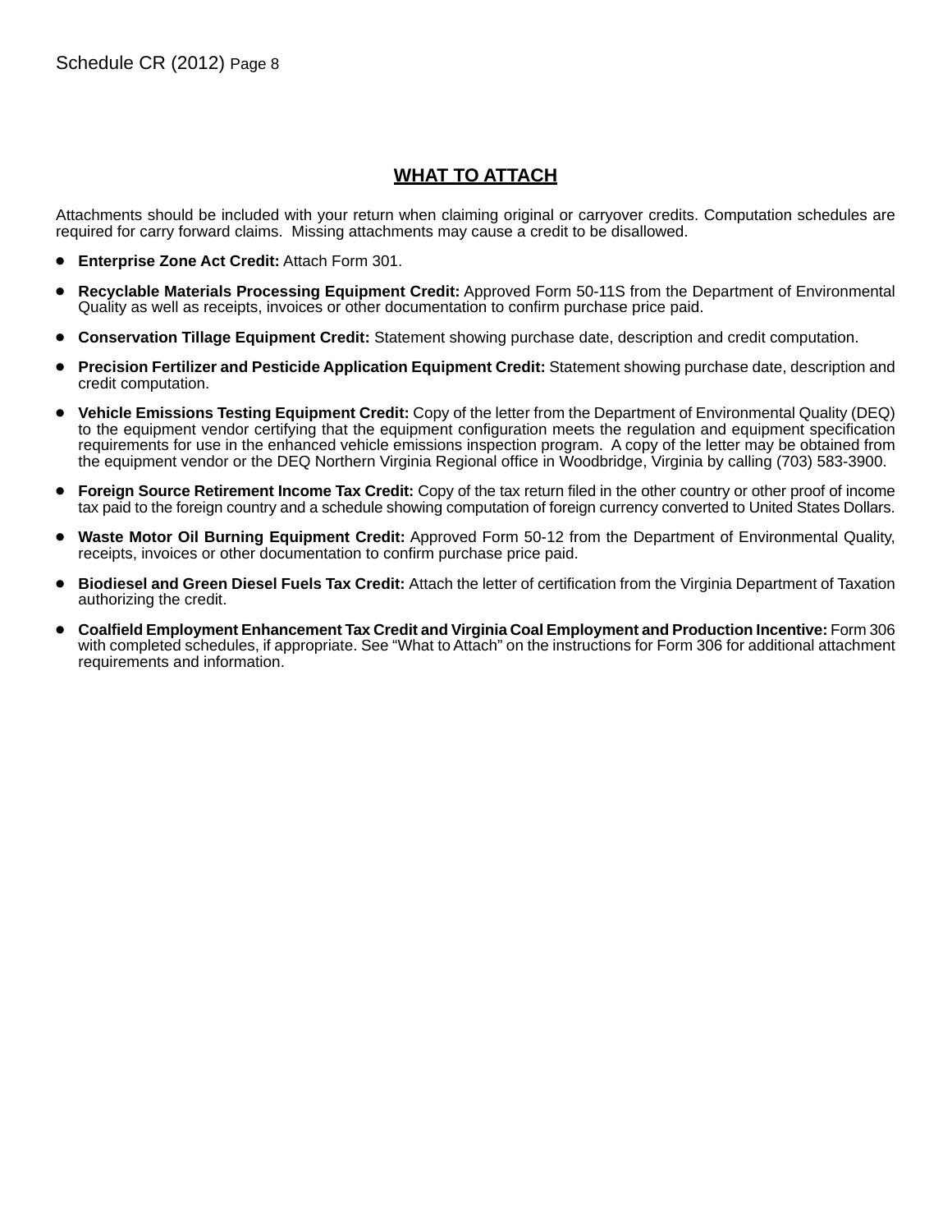## WHAT TO ATTACH

Attachments should be included with your return when claiming original or carryover credits. Computation schedules are required for carry forward claims. Missing attachments may cause a credit to be disallowed.

- **Enterprise Zone Act Credit:** Attach Form 301.
- **Recyclable Materials Processing Equipment Credit:** Approved Form 50-11S from the Department of Environmental Quality as well as receipts, invoices or other documentation to confirm purchase price paid.
- **Conservation Tillage Equipment Credit:** Statement showing purchase date, description and credit computation.
- **Precision Fertilizer and Pesticide Application Equipment Credit:** Statement showing purchase date, description and credit computation.
- **Vehicle Emissions Testing Equipment Credit:** Copy of the letter from the Department of Environmental Quality (DEQ) to the equipment vendor certifying that the equipment configuration meets the regulation and equipment specification requirements for use in the enhanced vehicle emissions inspection program. A copy of the letter may be obtained from the equipment vendor or the DEQ Northern Virginia Regional office in Woodbridge, Virginia by calling (703) 583-3900.
- **Foreign Source Retirement Income Tax Credit:** Copy of the tax return filed in the other country or other proof of income tax paid to the foreign country and a schedule showing computation of foreign currency converted to United States Dollars.
- **Waste Motor Oil Burning Equipment Credit:** Approved Form 50-12 from the Department of Environmental Quality, receipts, invoices or other documentation to confirm purchase price paid.
- **Biodiesel and Green Diesel Fuels Tax Credit:** Attach the letter of certification from the Virginia Department of Taxation authorizing the credit.
- **Coalfield Employment Enhancement Tax Credit and Virginia Coal Employment and Production Incentive:** Form 306 with completed schedules, if appropriate. See "What to Attach" on the instructions for Form 306 for additional attachment requirements and information.